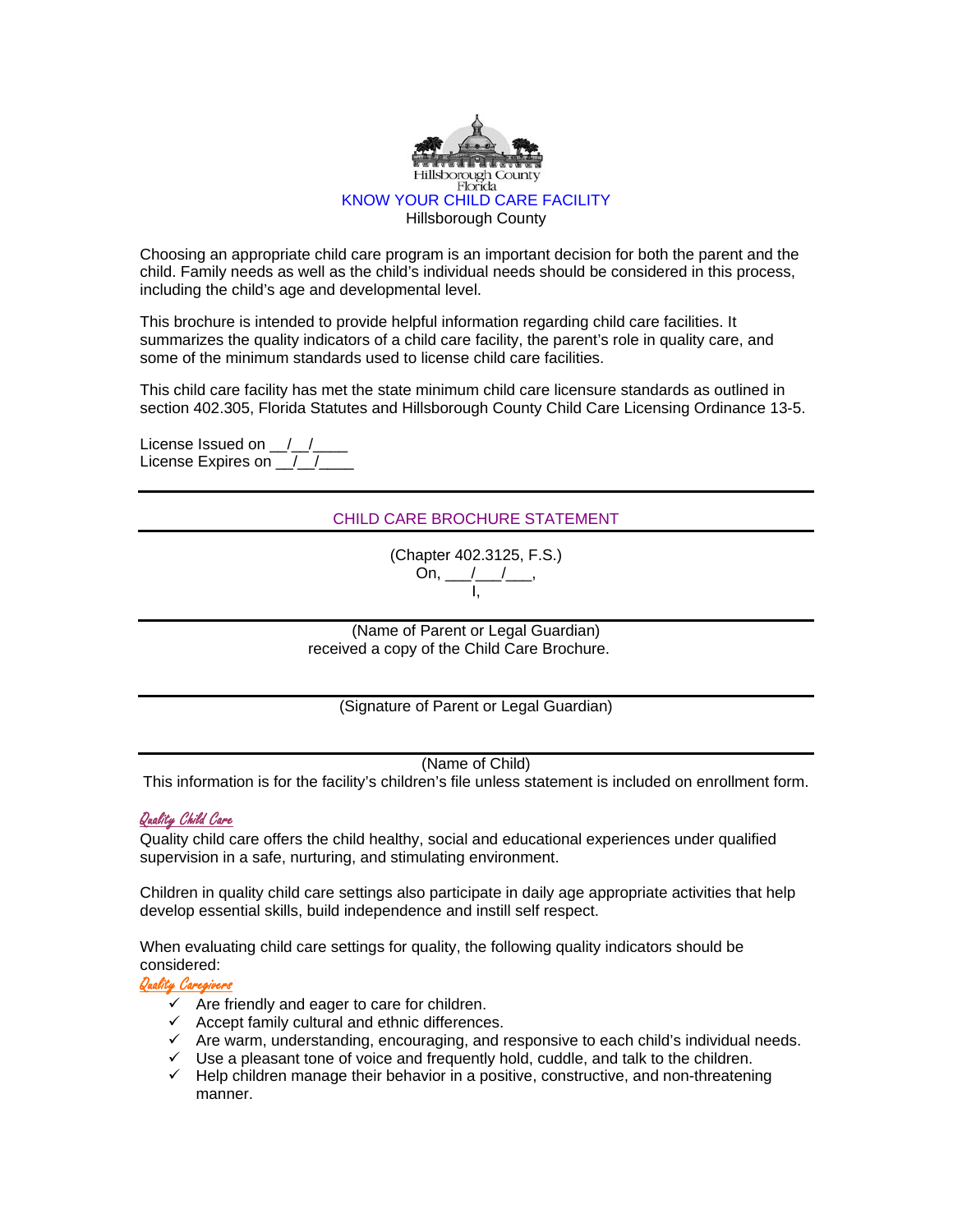Hillsborough County
Florida

# KNOW YOUR CHILD CARE FACILITY

Hillsborough County

Choosing an appropriate child care program is an important decision for both the parent and the child. Family needs as well as the child's individual needs should be considered in this process, including the child's age and developmental level.

This brochure is intended to provide helpful information regarding child care facilities. It summarizes the quality indicators of a child care facility, the parent's role in quality care, and some of the minimum standards used to license child care facilities.

This child care facility has met the state minimum child care licensure standards as outlined in section 402.305, Florida Statutes and Hillsborough County Child Care Licensing Ordinance 13-5.

License Issued on __/__/____
License Expires on __/__/____

---

## CHILD CARE BROCHURE STATEMENT

---

(Chapter 402.3125, F.S.)
On, ___/___/___,
I,

---

(Name of Parent or Legal Guardian)
received a copy of the Child Care Brochure.

---

(Signature of Parent or Legal Guardian)

---

(Name of Child)

This information is for the facility's children's file unless statement is included on enrollment form.

## *Quality Child Care*

Quality child care offers the child healthy, social and educational experiences under qualified supervision in a safe, nurturing, and stimulating environment.

Children in quality child care settings also participate in daily age appropriate activities that help develop essential skills, build independence and instill self respect.

When evaluating child care settings for quality, the following quality indicators should be considered:

### *Quality Caregivers*

- ✓ Are friendly and eager to care for children.
- ✓ Accept family cultural and ethnic differences.
- ✓ Are warm, understanding, encouraging, and responsive to each child's individual needs.
- ✓ Use a pleasant tone of voice and frequently hold, cuddle, and talk to the children.
- ✓ Help children manage their behavior in a positive, constructive, and non-threatening manner.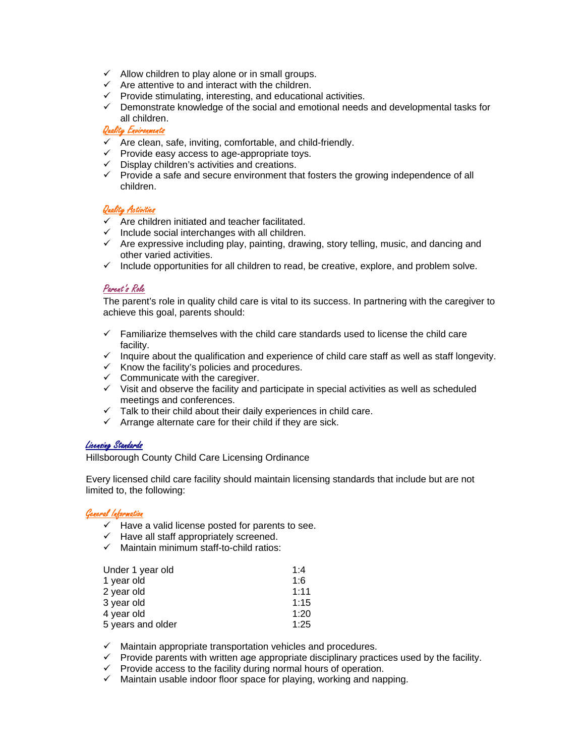- ✓ Allow children to play alone or in small groups.
- ✓ Are attentive to and interact with the children.
- ✓ Provide stimulating, interesting, and educational activities.
- ✓ Demonstrate knowledge of the social and emotional needs and developmental tasks for all children.

### *Quality Environments*

- ✓ Are clean, safe, inviting, comfortable, and child-friendly.
- ✓ Provide easy access to age-appropriate toys.
- ✓ Display children's activities and creations.
- ✓ Provide a safe and secure environment that fosters the growing independence of all children.

### *Quality Activities*

- ✓ Are children initiated and teacher facilitated.
- ✓ Include social interchanges with all children.
- ✓ Are expressive including play, painting, drawing, story telling, music, and dancing and other varied activities.
- ✓ Include opportunities for all children to read, be creative, explore, and problem solve.

### *Parent's Role*

The parent's role in quality child care is vital to its success. In partnering with the caregiver to achieve this goal, parents should:

- ✓ Familiarize themselves with the child care standards used to license the child care facility.
- ✓ Inquire about the qualification and experience of child care staff as well as staff longevity.
- ✓ Know the facility's policies and procedures.
- ✓ Communicate with the caregiver.
- ✓ Visit and observe the facility and participate in special activities as well as scheduled meetings and conferences.
- ✓ Talk to their child about their daily experiences in child care.
- ✓ Arrange alternate care for their child if they are sick.

## *Licensing Standards*

Hillsborough County Child Care Licensing Ordinance

Every licensed child care facility should maintain licensing standards that include but are not limited to, the following:

### *General Information*

- ✓ Have a valid license posted for parents to see.
- ✓ Have all staff appropriately screened.
- ✓ Maintain minimum staff-to-child ratios:

| Age | Ratio |
|---|---|
| Under 1 year old | 1:4 |
| 1 year old | 1:6 |
| 2 year old | 1:11 |
| 3 year old | 1:15 |
| 4 year old | 1:20 |
| 5 years and older | 1:25 |

- ✓ Maintain appropriate transportation vehicles and procedures.
- ✓ Provide parents with written age appropriate disciplinary practices used by the facility.
- ✓ Provide access to the facility during normal hours of operation.
- ✓ Maintain usable indoor floor space for playing, working and napping.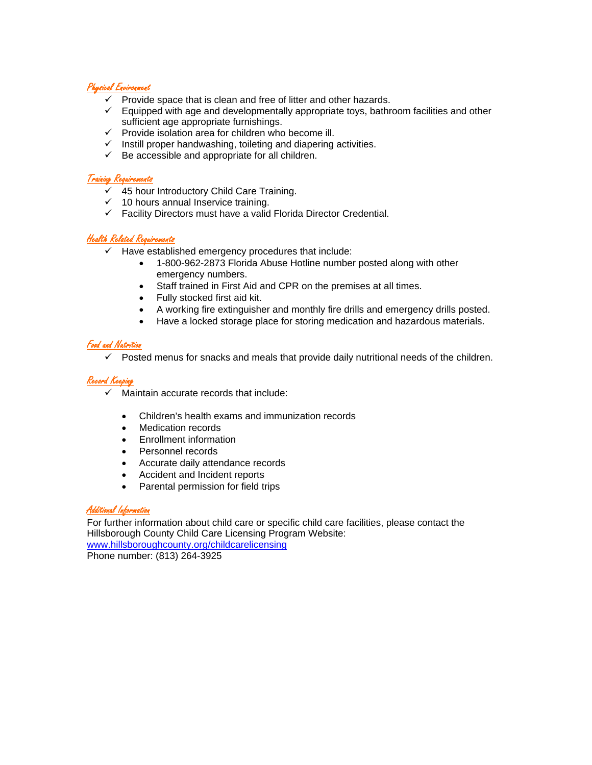## Physical Environment

- ✓ Provide space that is clean and free of litter and other hazards.
- ✓ Equipped with age and developmentally appropriate toys, bathroom facilities and other sufficient age appropriate furnishings.
- ✓ Provide isolation area for children who become ill.
- ✓ Instill proper handwashing, toileting and diapering activities.
- ✓ Be accessible and appropriate for all children.

## Training Requirements

- ✓ 45 hour Introductory Child Care Training.
- ✓ 10 hours annual Inservice training.
- ✓ Facility Directors must have a valid Florida Director Credential.

## Health Related Requirements

- ✓ Have established emergency procedures that include:
  - 1-800-962-2873 Florida Abuse Hotline number posted along with other emergency numbers.
  - Staff trained in First Aid and CPR on the premises at all times.
  - Fully stocked first aid kit.
  - A working fire extinguisher and monthly fire drills and emergency drills posted.
  - Have a locked storage place for storing medication and hazardous materials.

## Food and Nutrition

- ✓ Posted menus for snacks and meals that provide daily nutritional needs of the children.

## Record Keeping

- ✓ Maintain accurate records that include:

  - Children's health exams and immunization records
  - Medication records
  - Enrollment information
  - Personnel records
  - Accurate daily attendance records
  - Accident and Incident reports
  - Parental permission for field trips

## Additional Information

For further information about child care or specific child care facilities, please contact the Hillsborough County Child Care Licensing Program Website:
www.hillsboroughcounty.org/childcarelicensing
Phone number: (813) 264-3925